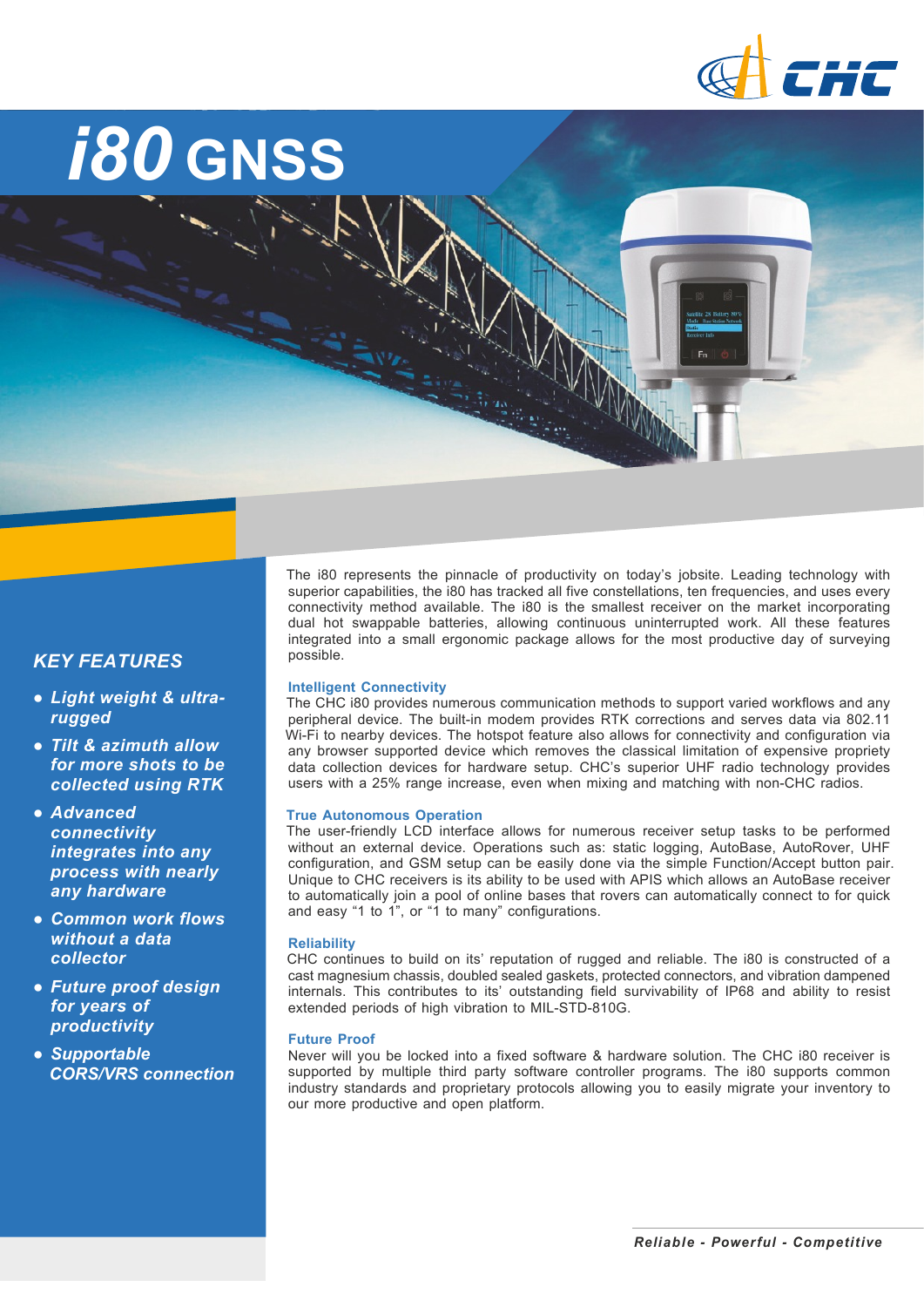# i80 GNSS

## KEY FEATURES

- ***Light weight & ultra-rugged***
- ***Tilt & azimuth allow for more shots to be collected using RTK***
- ***Advanced connectivity integrates into any process with nearly any hardware***
- ***Common work flows without a data collector***
- ***Future proof design for years of productivity***
- ***Supportable CORS/VRS connection***

The i80 represents the pinnacle of productivity on today's jobsite. Leading technology with superior capabilities, the i80 has tracked all five constellations, ten frequencies, and uses every connectivity method available. The i80 is the smallest receiver on the market incorporating dual hot swappable batteries, allowing continuous uninterrupted work. All these features integrated into a small ergonomic package allows for the most productive day of surveying possible.

### Intelligent Connectivity

The CHC i80 provides numerous communication methods to support varied workflows and any peripheral device. The built-in modem provides RTK corrections and serves data via 802.11 Wi-Fi to nearby devices. The hotspot feature also allows for connectivity and configuration via any browser supported device which removes the classical limitation of expensive propriety data collection devices for hardware setup. CHC's superior UHF radio technology provides users with a 25% range increase, even when mixing and matching with non-CHC radios.

### True Autonomous Operation

The user-friendly LCD interface allows for numerous receiver setup tasks to be performed without an external device. Operations such as: static logging, AutoBase, AutoRover, UHF configuration, and GSM setup can be easily done via the simple Function/Accept button pair. Unique to CHC receivers is its ability to be used with APIS which allows an AutoBase receiver to automatically join a pool of online bases that rovers can automatically connect to for quick and easy "1 to 1", or "1 to many" configurations.

### Reliability

CHC continues to build on its' reputation of rugged and reliable. The i80 is constructed of a cast magnesium chassis, doubled sealed gaskets, protected connectors, and vibration dampened internals. This contributes to its' outstanding field survivability of IP68 and ability to resist extended periods of high vibration to MIL-STD-810G.

### Future Proof

Never will you be locked into a fixed software & hardware solution. The CHC i80 receiver is supported by multiple third party software controller programs. The i80 supports common industry standards and proprietary protocols allowing you to easily migrate your inventory to our more productive and open platform.

***Reliable - Powerful - Competitive***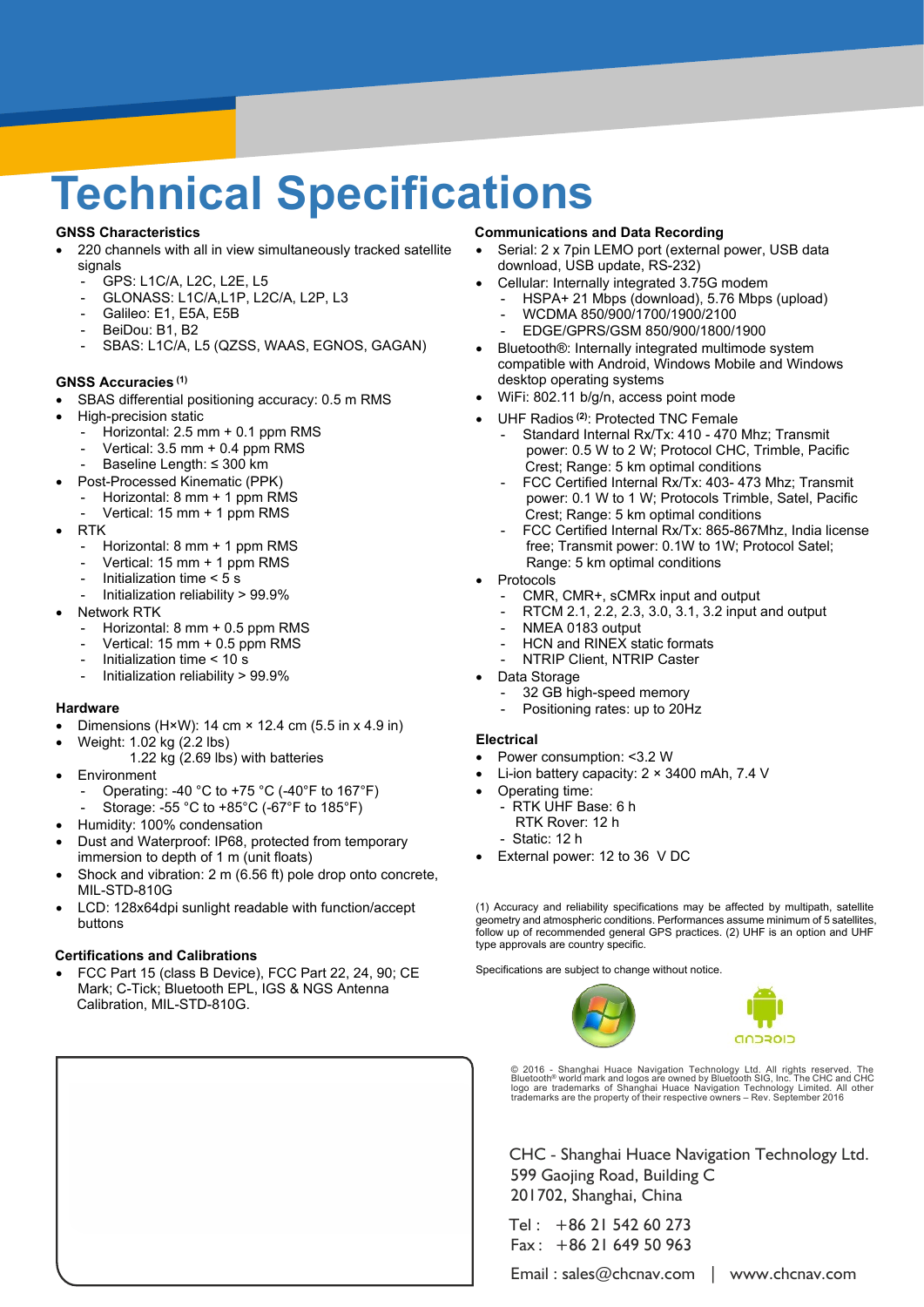# Technical Specifications

### GNSS Characteristics

- 220 channels with all in view simultaneously tracked satellite signals
  - GPS: L1C/A, L2C, L2E, L5
  - GLONASS: L1C/A,L1P, L2C/A, L2P, L3
  - Galileo: E1, E5A, E5B
  - BeiDou: B1, B2
  - SBAS: L1C/A, L5 (QZSS, WAAS, EGNOS, GAGAN)

### GNSS Accuracies (1)

- SBAS differential positioning accuracy: 0.5 m RMS
- High-precision static
  - Horizontal: 2.5 mm + 0.1 ppm RMS
  - Vertical: 3.5 mm + 0.4 ppm RMS
  - Baseline Length: ≤ 300 km
- Post-Processed Kinematic (PPK)
  - Horizontal: 8 mm + 1 ppm RMS
  - Vertical: 15 mm + 1 ppm RMS
- RTK
  - Horizontal: 8 mm + 1 ppm RMS
  - Vertical: 15 mm + 1 ppm RMS
  - Initialization time < 5 s
  - Initialization reliability > 99.9%
- Network RTK
  - Horizontal: 8 mm + 0.5 ppm RMS
  - Vertical: 15 mm + 0.5 ppm RMS
  - Initialization time < 10 s
  - Initialization reliability > 99.9%

### Hardware

- Dimensions (H×W): 14 cm × 12.4 cm (5.5 in x 4.9 in)
- Weight: 1.02 kg (2.2 lbs)
  1.22 kg (2.69 lbs) with batteries
- Environment
  - Operating: -40 °C to +75 °C (-40°F to 167°F)
  - Storage: -55 °C to +85°C (-67°F to 185°F)
- Humidity: 100% condensation
- Dust and Waterproof: IP68, protected from temporary immersion to depth of 1 m (unit floats)
- Shock and vibration: 2 m (6.56 ft) pole drop onto concrete, MIL-STD-810G
- LCD: 128x64dpi sunlight readable with function/accept buttons

### Certifications and Calibrations

- FCC Part 15 (class B Device), FCC Part 22, 24, 90; CE Mark; C-Tick; Bluetooth EPL, IGS & NGS Antenna Calibration, MIL-STD-810G.

### Communications and Data Recording

- Serial: 2 x 7pin LEMO port (external power, USB data download, USB update, RS-232)
- Cellular: Internally integrated 3.75G modem
  - HSPA+ 21 Mbps (download), 5.76 Mbps (upload)
  - WCDMA 850/900/1700/1900/2100
  - EDGE/GPRS/GSM 850/900/1800/1900
- Bluetooth®: Internally integrated multimode system compatible with Android, Windows Mobile and Windows desktop operating systems
- WiFi: 802.11 b/g/n, access point mode
- UHF Radios (2): Protected TNC Female
  - Standard Internal Rx/Tx: 410 - 470 Mhz; Transmit power: 0.5 W to 2 W; Protocol CHC, Trimble, Pacific Crest; Range: 5 km optimal conditions
  - FCC Certified Internal Rx/Tx: 403- 473 Mhz; Transmit power: 0.1 W to 1 W; Protocols Trimble, Satel, Pacific Crest; Range: 5 km optimal conditions
  - FCC Certified Internal Rx/Tx: 865-867Mhz, India license free; Transmit power: 0.1W to 1W; Protocol Satel; Range: 5 km optimal conditions
- Protocols
  - CMR, CMR+, sCMRx input and output
  - RTCM 2.1, 2.2, 2.3, 3.0, 3.1, 3.2 input and output
  - NMEA 0183 output
  - HCN and RINEX static formats
  - NTRIP Client, NTRIP Caster
- Data Storage
  - 32 GB high-speed memory
  - Positioning rates: up to 20Hz

### Electrical

- Power consumption: <3.2 W
- Li-ion battery capacity: 2 × 3400 mAh, 7.4 V
- Operating time:
  - RTK UHF Base: 6 h
    RTK Rover: 12 h
  - Static: 12 h
- External power: 12 to 36 V DC

(1) Accuracy and reliability specifications may be affected by multipath, satellite geometry and atmospheric conditions. Performances assume minimum of 5 satellites, follow up of recommended general GPS practices. (2) UHF is an option and UHF type approvals are country specific.

Specifications are subject to change without notice.

android

© 2016 - Shanghai Huace Navigation Technology Ltd. All rights reserved. The Bluetooth® world mark and logos are owned by Bluetooth SIG, Inc. The CHC and CHC logo are trademarks of Shanghai Huace Navigation Technology Limited. All other trademarks are the property of their respective owners – Rev. September 2016

CHC - Shanghai Huace Navigation Technology Ltd.
599 Gaojing Road, Building C
201702, Shanghai, China

Tel : +86 21 542 60 273
Fax : +86 21 649 50 963

Email : sales@chcnav.com | www.chcnav.com